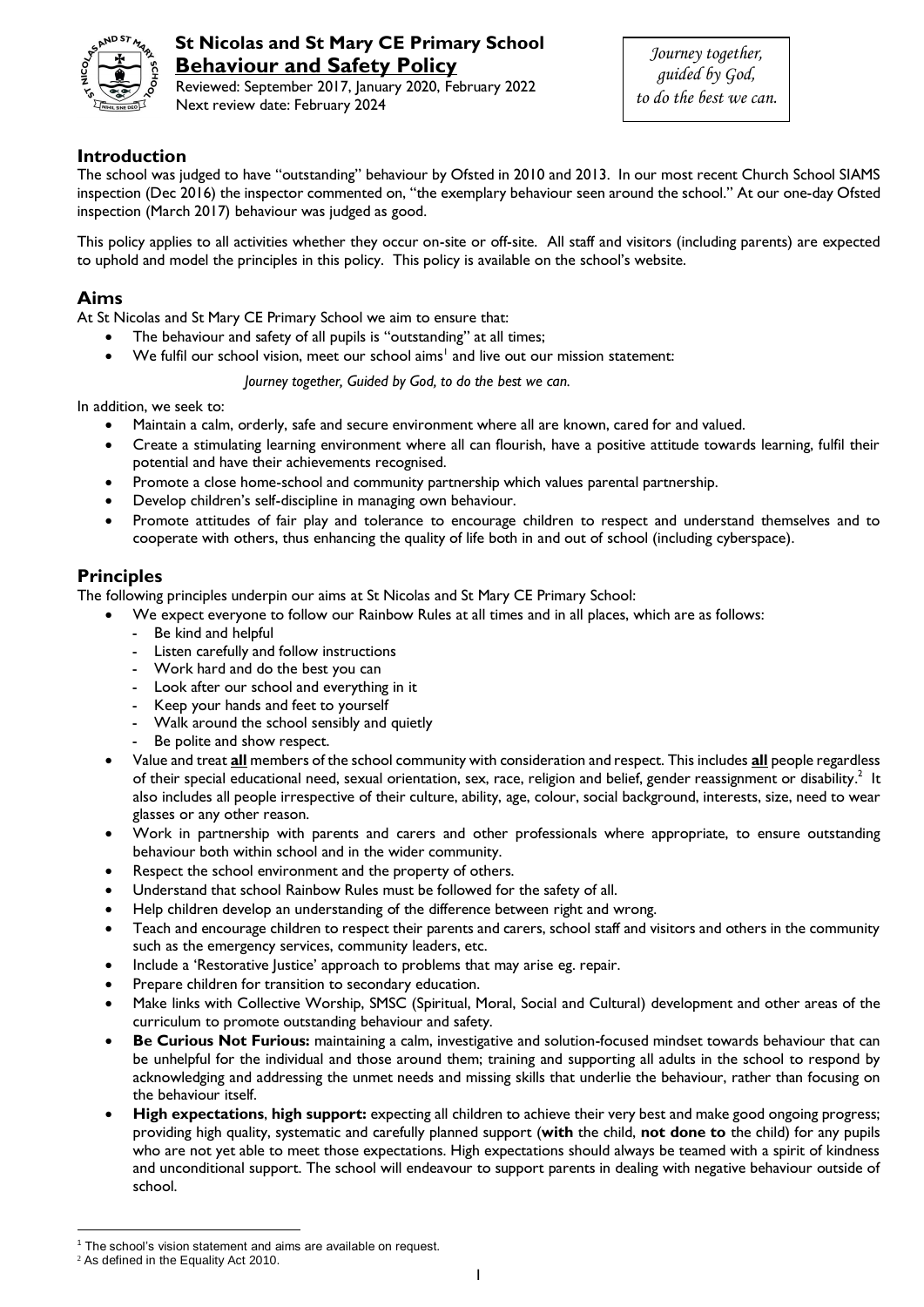# St Nicolas and St Mary CE Primary School

## Behaviour and Safety Policy

Reviewed: September 2017, January 2020, February 2022
Next review date: February 2024

*Journey together, guided by God, to do the best we can.*

## Introduction

The school was judged to have "outstanding" behaviour by Ofsted in 2010 and 2013. In our most recent Church School SIAMS inspection (Dec 2016) the inspector commented on, "the exemplary behaviour seen around the school." At our one-day Ofsted inspection (March 2017) behaviour was judged as good.

This policy applies to all activities whether they occur on-site or off-site. All staff and visitors (including parents) are expected to uphold and model the principles in this policy. This policy is available on the school's website.

## Aims

At St Nicolas and St Mary CE Primary School we aim to ensure that:

- The behaviour and safety of all pupils is "outstanding" at all times;
- We fulfil our school vision, meet our school aims[1] and live out our mission statement:

  *Journey together, Guided by God, to do the best we can.*

In addition, we seek to:

- Maintain a calm, orderly, safe and secure environment where all are known, cared for and valued.
- Create a stimulating learning environment where all can flourish, have a positive attitude towards learning, fulfil their potential and have their achievements recognised.
- Promote a close home-school and community partnership which values parental partnership.
- Develop children's self-discipline in managing own behaviour.
- Promote attitudes of fair play and tolerance to encourage children to respect and understand themselves and to cooperate with others, thus enhancing the quality of life both in and out of school (including cyberspace).

## Principles

The following principles underpin our aims at St Nicolas and St Mary CE Primary School:

- We expect everyone to follow our Rainbow Rules at all times and in all places, which are as follows:
  - Be kind and helpful
  - Listen carefully and follow instructions
  - Work hard and do the best you can
  - Look after our school and everything in it
  - Keep your hands and feet to yourself
  - Walk around the school sensibly and quietly
  - Be polite and show respect.
- Value and treat **all** members of the school community with consideration and respect. This includes **all** people regardless of their special educational need, sexual orientation, sex, race, religion and belief, gender reassignment or disability.[2] It also includes all people irrespective of their culture, ability, age, colour, social background, interests, size, need to wear glasses or any other reason.
- Work in partnership with parents and carers and other professionals where appropriate, to ensure outstanding behaviour both within school and in the wider community.
- Respect the school environment and the property of others.
- Understand that school Rainbow Rules must be followed for the safety of all.
- Help children develop an understanding of the difference between right and wrong.
- Teach and encourage children to respect their parents and carers, school staff and visitors and others in the community such as the emergency services, community leaders, etc.
- Include a 'Restorative Justice' approach to problems that may arise eg. repair.
- Prepare children for transition to secondary education.
- Make links with Collective Worship, SMSC (Spiritual, Moral, Social and Cultural) development and other areas of the curriculum to promote outstanding behaviour and safety.
- **Be Curious Not Furious:** maintaining a calm, investigative and solution-focused mindset towards behaviour that can be unhelpful for the individual and those around them; training and supporting all adults in the school to respond by acknowledging and addressing the unmet needs and missing skills that underlie the behaviour, rather than focusing on the behaviour itself.
- **High expectations**, **high support:** expecting all children to achieve their very best and make good ongoing progress; providing high quality, systematic and carefully planned support (**with** the child, **not done to** the child) for any pupils who are not yet able to meet those expectations. High expectations should always be teamed with a spirit of kindness and unconditional support. The school will endeavour to support parents in dealing with negative behaviour outside of school.

---

[1] The school's vision statement and aims are available on request.
[2] As defined in the Equality Act 2010.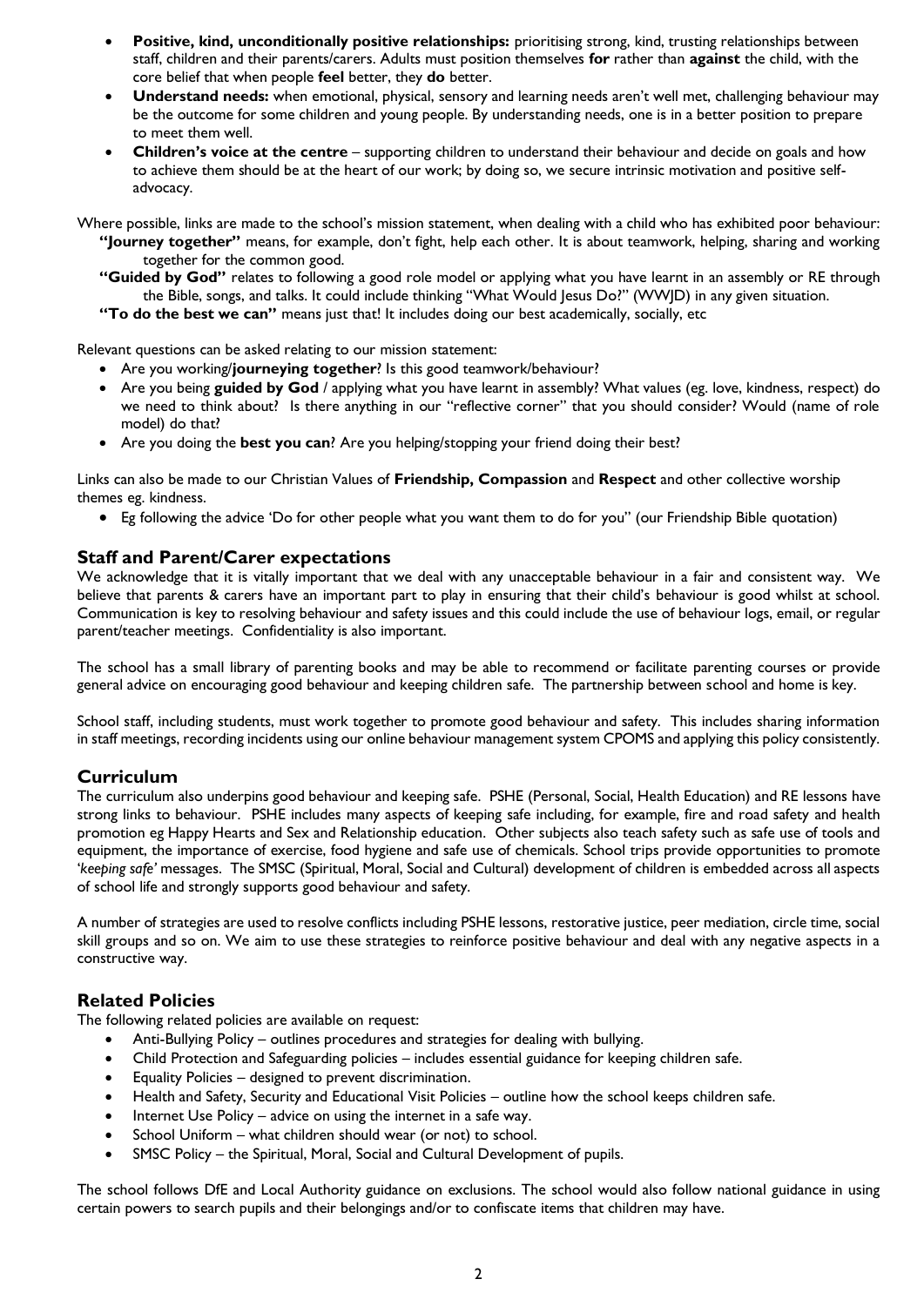- **Positive, kind, unconditionally positive relationships:** prioritising strong, kind, trusting relationships between staff, children and their parents/carers. Adults must position themselves **for** rather than **against** the child, with the core belief that when people **feel** better, they **do** better.
- **Understand needs:** when emotional, physical, sensory and learning needs aren't well met, challenging behaviour may be the outcome for some children and young people. By understanding needs, one is in a better position to prepare to meet them well.
- **Children's voice at the centre** – supporting children to understand their behaviour and decide on goals and how to achieve them should be at the heart of our work; by doing so, we secure intrinsic motivation and positive self-advocacy.

Where possible, links are made to the school's mission statement, when dealing with a child who has exhibited poor behaviour:

**"Journey together"** means, for example, don't fight, help each other. It is about teamwork, helping, sharing and working together for the common good.

**"Guided by God"** relates to following a good role model or applying what you have learnt in an assembly or RE through the Bible, songs, and talks. It could include thinking "What Would Jesus Do?" (WWJD) in any given situation.

**"To do the best we can"** means just that! It includes doing our best academically, socially, etc

Relevant questions can be asked relating to our mission statement:

- Are you working/**journeying together**? Is this good teamwork/behaviour?
- Are you being **guided by God** / applying what you have learnt in assembly? What values (eg. love, kindness, respect) do we need to think about? Is there anything in our "reflective corner" that you should consider? Would (name of role model) do that?
- Are you doing the **best you can**? Are you helping/stopping your friend doing their best?

Links can also be made to our Christian Values of **Friendship, Compassion** and **Respect** and other collective worship themes eg. kindness.

- Eg following the advice 'Do for other people what you want them to do for you" (our Friendship Bible quotation)

## Staff and Parent/Carer expectations

We acknowledge that it is vitally important that we deal with any unacceptable behaviour in a fair and consistent way. We believe that parents & carers have an important part to play in ensuring that their child's behaviour is good whilst at school. Communication is key to resolving behaviour and safety issues and this could include the use of behaviour logs, email, or regular parent/teacher meetings. Confidentiality is also important.

The school has a small library of parenting books and may be able to recommend or facilitate parenting courses or provide general advice on encouraging good behaviour and keeping children safe. The partnership between school and home is key.

School staff, including students, must work together to promote good behaviour and safety. This includes sharing information in staff meetings, recording incidents using our online behaviour management system CPOMS and applying this policy consistently.

## Curriculum

The curriculum also underpins good behaviour and keeping safe. PSHE (Personal, Social, Health Education) and RE lessons have strong links to behaviour. PSHE includes many aspects of keeping safe including, for example, fire and road safety and health promotion eg Happy Hearts and Sex and Relationship education. Other subjects also teach safety such as safe use of tools and equipment, the importance of exercise, food hygiene and safe use of chemicals. School trips provide opportunities to promote '*keeping safe'* messages. The SMSC (Spiritual, Moral, Social and Cultural) development of children is embedded across all aspects of school life and strongly supports good behaviour and safety.

A number of strategies are used to resolve conflicts including PSHE lessons, restorative justice, peer mediation, circle time, social skill groups and so on. We aim to use these strategies to reinforce positive behaviour and deal with any negative aspects in a constructive way.

## Related Policies

The following related policies are available on request:

- Anti-Bullying Policy – outlines procedures and strategies for dealing with bullying.
- Child Protection and Safeguarding policies – includes essential guidance for keeping children safe.
- Equality Policies – designed to prevent discrimination.
- Health and Safety, Security and Educational Visit Policies – outline how the school keeps children safe.
- Internet Use Policy – advice on using the internet in a safe way.
- School Uniform – what children should wear (or not) to school.
- SMSC Policy – the Spiritual, Moral, Social and Cultural Development of pupils.

The school follows DfE and Local Authority guidance on exclusions. The school would also follow national guidance in using certain powers to search pupils and their belongings and/or to confiscate items that children may have.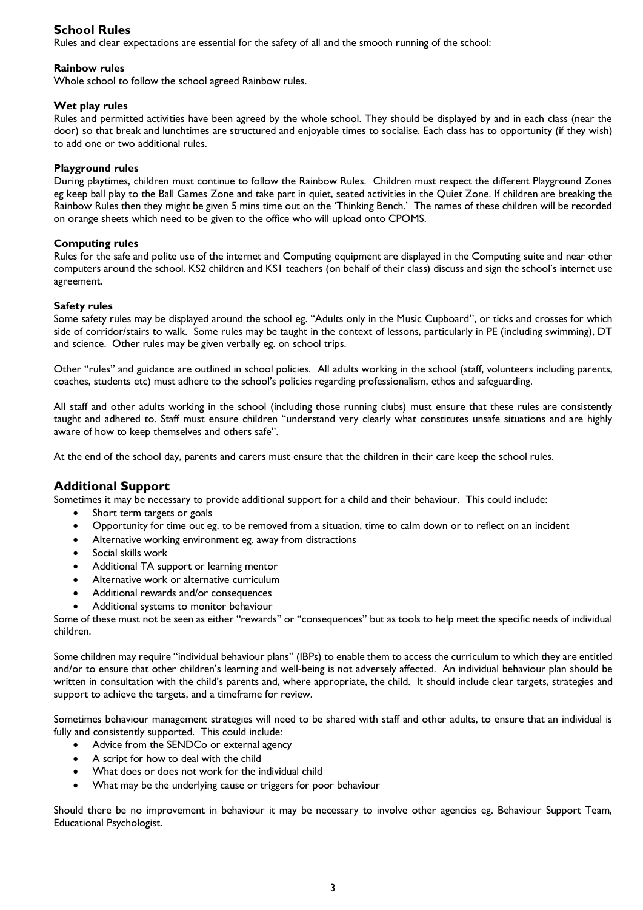## School Rules

Rules and clear expectations are essential for the safety of all and the smooth running of the school:

### Rainbow rules

Whole school to follow the school agreed Rainbow rules.

### Wet play rules

Rules and permitted activities have been agreed by the whole school. They should be displayed by and in each class (near the door) so that break and lunchtimes are structured and enjoyable times to socialise. Each class has to opportunity (if they wish) to add one or two additional rules.

### Playground rules

During playtimes, children must continue to follow the Rainbow Rules. Children must respect the different Playground Zones eg keep ball play to the Ball Games Zone and take part in quiet, seated activities in the Quiet Zone. If children are breaking the Rainbow Rules then they might be given 5 mins time out on the 'Thinking Bench.' The names of these children will be recorded on orange sheets which need to be given to the office who will upload onto CPOMS.

### Computing rules

Rules for the safe and polite use of the internet and Computing equipment are displayed in the Computing suite and near other computers around the school. KS2 children and KS1 teachers (on behalf of their class) discuss and sign the school's internet use agreement.

### Safety rules

Some safety rules may be displayed around the school eg. "Adults only in the Music Cupboard", or ticks and crosses for which side of corridor/stairs to walk. Some rules may be taught in the context of lessons, particularly in PE (including swimming), DT and science. Other rules may be given verbally eg. on school trips.

Other "rules" and guidance are outlined in school policies. All adults working in the school (staff, volunteers including parents, coaches, students etc) must adhere to the school's policies regarding professionalism, ethos and safeguarding.

All staff and other adults working in the school (including those running clubs) must ensure that these rules are consistently taught and adhered to. Staff must ensure children "understand very clearly what constitutes unsafe situations and are highly aware of how to keep themselves and others safe".

At the end of the school day, parents and carers must ensure that the children in their care keep the school rules.

## Additional Support

Sometimes it may be necessary to provide additional support for a child and their behaviour. This could include:

- Short term targets or goals
- Opportunity for time out eg. to be removed from a situation, time to calm down or to reflect on an incident
- Alternative working environment eg. away from distractions
- Social skills work
- Additional TA support or learning mentor
- Alternative work or alternative curriculum
- Additional rewards and/or consequences
- Additional systems to monitor behaviour

Some of these must not be seen as either "rewards" or "consequences" but as tools to help meet the specific needs of individual children.

Some children may require "individual behaviour plans" (IBPs) to enable them to access the curriculum to which they are entitled and/or to ensure that other children's learning and well-being is not adversely affected. An individual behaviour plan should be written in consultation with the child's parents and, where appropriate, the child. It should include clear targets, strategies and support to achieve the targets, and a timeframe for review.

Sometimes behaviour management strategies will need to be shared with staff and other adults, to ensure that an individual is fully and consistently supported. This could include:

- Advice from the SENDCo or external agency
- A script for how to deal with the child
- What does or does not work for the individual child
- What may be the underlying cause or triggers for poor behaviour

Should there be no improvement in behaviour it may be necessary to involve other agencies eg. Behaviour Support Team, Educational Psychologist.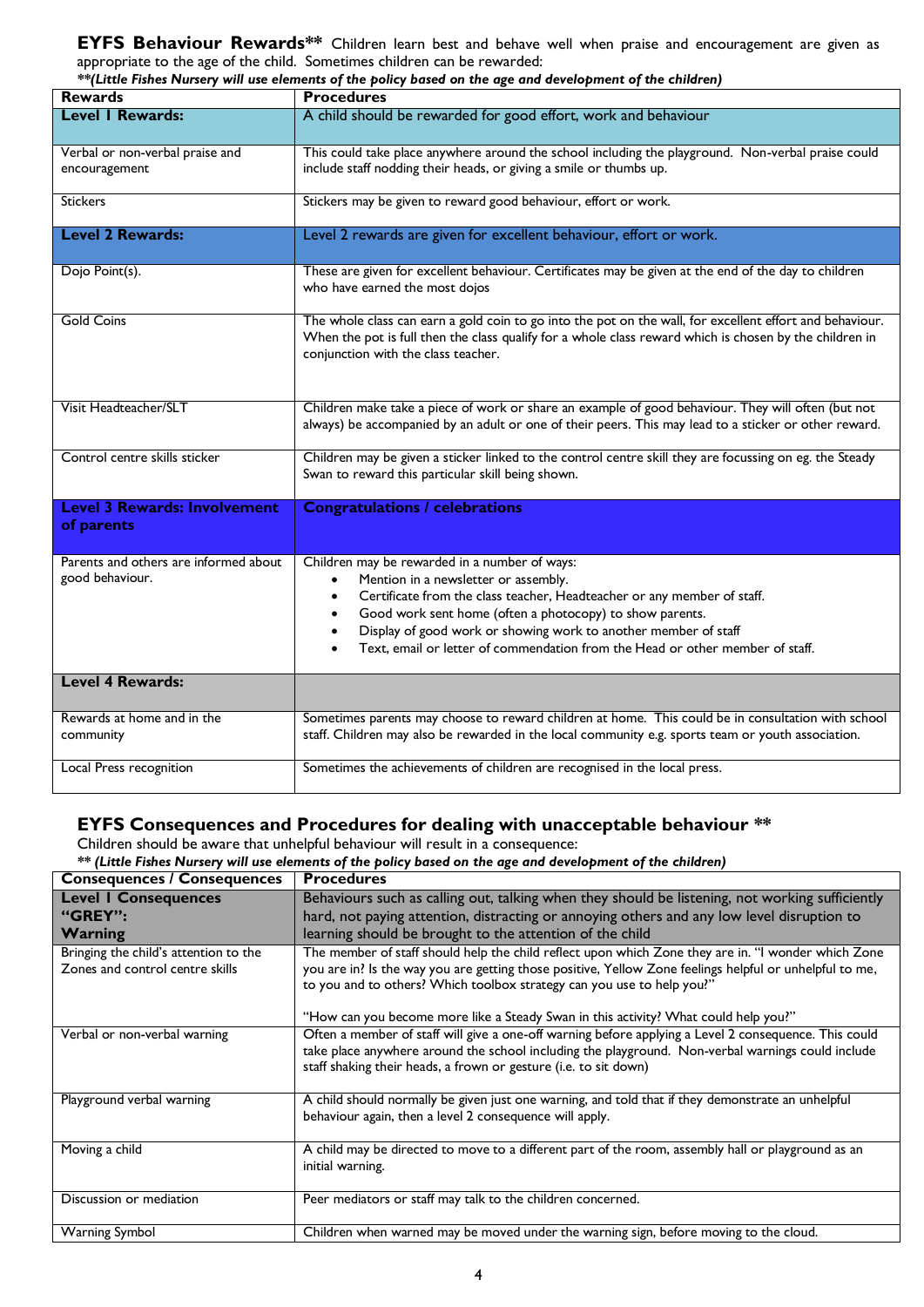## EYFS Behaviour Rewards**

Children learn best and behave well when praise and encouragement are given as appropriate to the age of the child. Sometimes children can be rewarded:

***(Little Fishes Nursery will use elements of the policy based on the age and development of the children)***

| Rewards | Procedures |
|---|---|
| **Level I Rewards:** | A child should be rewarded for good effort, work and behaviour |
| Verbal or non-verbal praise and encouragement | This could take place anywhere around the school including the playground. Non-verbal praise could include staff nodding their heads, or giving a smile or thumbs up. |
| Stickers | Stickers may be given to reward good behaviour, effort or work. |
| **Level 2 Rewards:** | Level 2 rewards are given for excellent behaviour, effort or work. |
| Dojo Point(s). | These are given for excellent behaviour. Certificates may be given at the end of the day to children who have earned the most dojos |
| Gold Coins | The whole class can earn a gold coin to go into the pot on the wall, for excellent effort and behaviour. When the pot is full then the class qualify for a whole class reward which is chosen by the children in conjunction with the class teacher. |
| Visit Headteacher/SLT | Children make take a piece of work or share an example of good behaviour. They will often (but not always) be accompanied by an adult or one of their peers. This may lead to a sticker or other reward. |
| Control centre skills sticker | Children may be given a sticker linked to the control centre skill they are focussing on eg. the Steady Swan to reward this particular skill being shown. |
| **Level 3 Rewards: Involvement of parents** | **Congratulations / celebrations** |
| Parents and others are informed about good behaviour. | Children may be rewarded in a number of ways:<br>• Mention in a newsletter or assembly.<br>• Certificate from the class teacher, Headteacher or any member of staff.<br>• Good work sent home (often a photocopy) to show parents.<br>• Display of good work or showing work to another member of staff<br>• Text, email or letter of commendation from the Head or other member of staff. |
| **Level 4 Rewards:** | |
| Rewards at home and in the community | Sometimes parents may choose to reward children at home. This could be in consultation with school staff. Children may also be rewarded in the local community e.g. sports team or youth association. |
| Local Press recognition | Sometimes the achievements of children are recognised in the local press. |

## EYFS Consequences and Procedures for dealing with unacceptable behaviour **

Children should be aware that unhelpful behaviour will result in a consequence:

***\*\* (Little Fishes Nursery will use elements of the policy based on the age and development of the children)***

| Consequences / Consequences | Procedures |
|---|---|
| **Level I Consequences "GREY": Warning** | Behaviours such as calling out, talking when they should be listening, not working sufficiently hard, not paying attention, distracting or annoying others and any low level disruption to learning should be brought to the attention of the child |
| Bringing the child's attention to the Zones and control centre skills | The member of staff should help the child reflect upon which Zone they are in. "I wonder which Zone you are in? Is the way you are getting those positive, Yellow Zone feelings helpful or unhelpful to me, to you and to others? Which toolbox strategy can you use to help you?"<br><br>"How can you become more like a Steady Swan in this activity? What could help you?" |
| Verbal or non-verbal warning | Often a member of staff will give a one-off warning before applying a Level 2 consequence. This could take place anywhere around the school including the playground. Non-verbal warnings could include staff shaking their heads, a frown or gesture (i.e. to sit down) |
| Playground verbal warning | A child should normally be given just one warning, and told that if they demonstrate an unhelpful behaviour again, then a level 2 consequence will apply. |
| Moving a child | A child may be directed to move to a different part of the room, assembly hall or playground as an initial warning. |
| Discussion or mediation | Peer mediators or staff may talk to the children concerned. |
| Warning Symbol | Children when warned may be moved under the warning sign, before moving to the cloud. |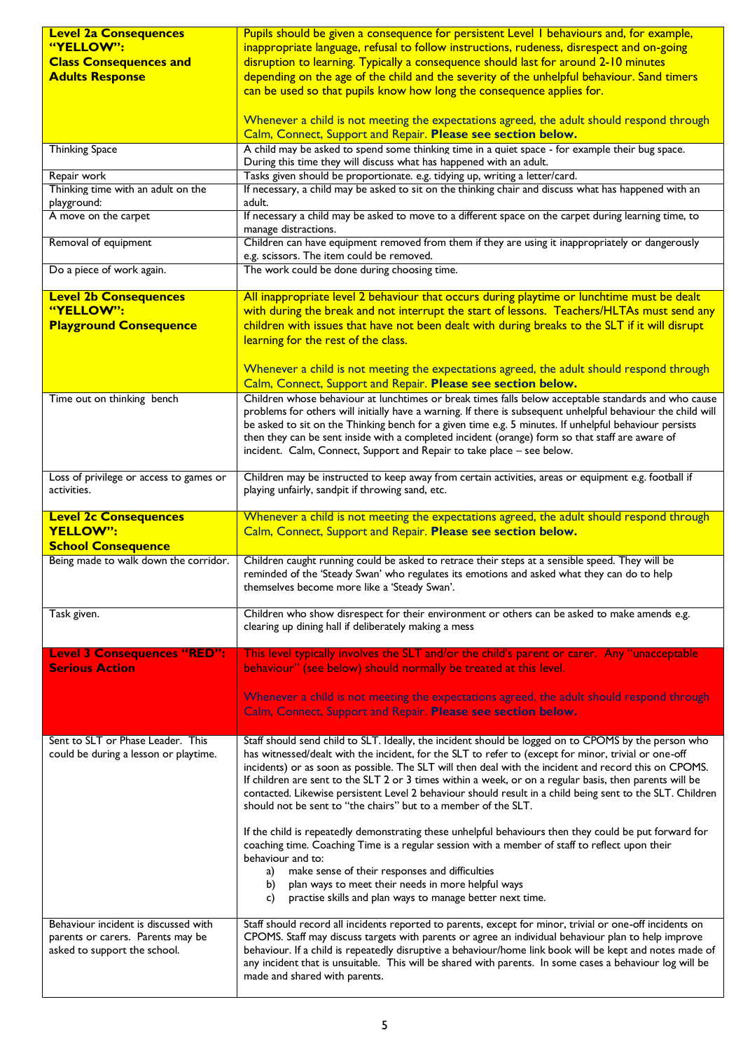| **Level 2a Consequences "YELLOW": Class Consequences and Adults Response** | Pupils should be given a consequence for persistent Level 1 behaviours and, for example, inappropriate language, refusal to follow instructions, rudeness, disrespect and on-going disruption to learning. Typically a consequence should last for around 2-10 minutes depending on the age of the child and the severity of the unhelpful behaviour. Sand timers can be used so that pupils know how long the consequence applies for.<br><br>Whenever a child is not meeting the expectations agreed, the adult should respond through Calm, Connect, Support and Repair. **Please see section below.** |
|---|---|
| Thinking Space | A child may be asked to spend some thinking time in a quiet space - for example their bug space. During this time they will discuss what has happened with an adult. |
| Repair work | Tasks given should be proportionate. e.g. tidying up, writing a letter/card. |
| Thinking time with an adult on the playground: | If necessary, a child may be asked to sit on the thinking chair and discuss what has happened with an adult. |
| A move on the carpet | If necessary a child may be asked to move to a different space on the carpet during learning time, to manage distractions. |
| Removal of equipment | Children can have equipment removed from them if they are using it inappropriately or dangerously e.g. scissors. The item could be removed. |
| Do a piece of work again. | The work could be done during choosing time. |
| **Level 2b Consequences "YELLOW": Playground Consequence** | All inappropriate level 2 behaviour that occurs during playtime or lunchtime must be dealt with during the break and not interrupt the start of lessons. Teachers/HLTAs must send any children with issues that have not been dealt with during breaks to the SLT if it will disrupt learning for the rest of the class.<br><br>Whenever a child is not meeting the expectations agreed, the adult should respond through Calm, Connect, Support and Repair. **Please see section below.** |
| Time out on thinking bench | Children whose behaviour at lunchtimes or break times falls below acceptable standards and who cause problems for others will initially have a warning. If there is subsequent unhelpful behaviour the child will be asked to sit on the Thinking bench for a given time e.g. 5 minutes. If unhelpful behaviour persists then they can be sent inside with a completed incident (orange) form so that staff are aware of incident. Calm, Connect, Support and Repair to take place – see below. |
| Loss of privilege or access to games or activities. | Children may be instructed to keep away from certain activities, areas or equipment e.g. football if playing unfairly, sandpit if throwing sand, etc. |
| **Level 2c Consequences YELLOW": School Consequence** | Whenever a child is not meeting the expectations agreed, the adult should respond through Calm, Connect, Support and Repair. **Please see section below.** |
| Being made to walk down the corridor. | Children caught running could be asked to retrace their steps at a sensible speed. They will be reminded of the 'Steady Swan' who regulates its emotions and asked what they can do to help themselves become more like a 'Steady Swan'. |
| Task given. | Children who show disrespect for their environment or others can be asked to make amends e.g. clearing up dining hall if deliberately making a mess |
| **Level 3 Consequences "RED": Serious Action** | This level typically involves the SLT and/or the child's parent or carer. Any "unacceptable behaviour" (see below) should normally be treated at this level.<br><br>Whenever a child is not meeting the expectations agreed, the adult should respond through Calm, Connect, Support and Repair. **Please see section below.** |
| Sent to SLT or Phase Leader. This could be during a lesson or playtime. | Staff should send child to SLT. Ideally, the incident should be logged on to CPOMS by the person who has witnessed/dealt with the incident, for the SLT to refer to (except for minor, trivial or one-off incidents) or as soon as possible. The SLT will then deal with the incident and record this on CPOMS. If children are sent to the SLT 2 or 3 times within a week, or on a regular basis, then parents will be contacted. Likewise persistent Level 2 behaviour should result in a child being sent to the SLT. Children should not be sent to "the chairs" but to a member of the SLT.<br><br>If the child is repeatedly demonstrating these unhelpful behaviours then they could be put forward for coaching time. Coaching Time is a regular session with a member of staff to reflect upon their behaviour and to:<br>a) make sense of their responses and difficulties<br>b) plan ways to meet their needs in more helpful ways<br>c) practise skills and plan ways to manage better next time. |
| Behaviour incident is discussed with parents or carers. Parents may be asked to support the school. | Staff should record all incidents reported to parents, except for minor, trivial or one-off incidents on CPOMS. Staff may discuss targets with parents or agree an individual behaviour plan to help improve behaviour. If a child is repeatedly disruptive a behaviour/home link book will be kept and notes made of any incident that is unsuitable. This will be shared with parents. In some cases a behaviour log will be made and shared with parents. |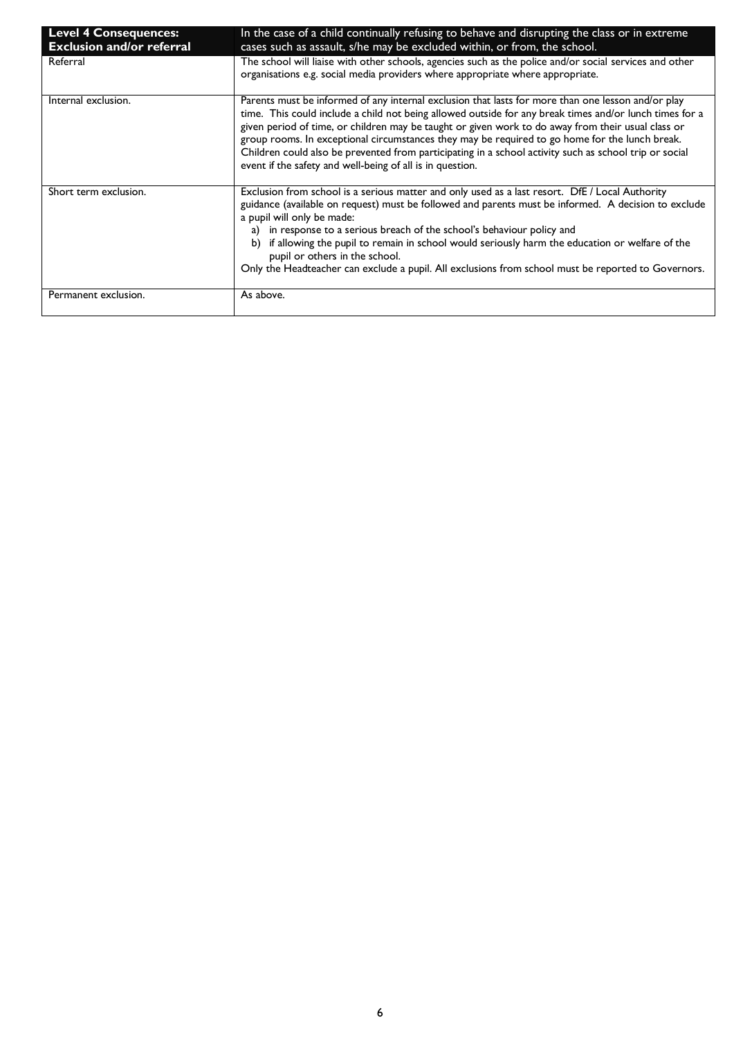| **Level 4 Consequences: Exclusion and/or referral** | In the case of a child continually refusing to behave and disrupting the class or in extreme cases such as assault, s/he may be excluded within, or from, the school. |
|---|---|
| Referral | The school will liaise with other schools, agencies such as the police and/or social services and other organisations e.g. social media providers where appropriate where appropriate. |
| Internal exclusion. | Parents must be informed of any internal exclusion that lasts for more than one lesson and/or play time. This could include a child not being allowed outside for any break times and/or lunch times for a given period of time, or children may be taught or given work to do away from their usual class or group rooms. In exceptional circumstances they may be required to go home for the lunch break. Children could also be prevented from participating in a school activity such as school trip or social event if the safety and well-being of all is in question. |
| Short term exclusion. | Exclusion from school is a serious matter and only used as a last resort. DfE / Local Authority guidance (available on request) must be followed and parents must be informed. A decision to exclude a pupil will only be made:<br>a) in response to a serious breach of the school's behaviour policy and<br>b) if allowing the pupil to remain in school would seriously harm the education or welfare of the pupil or others in the school.<br>Only the Headteacher can exclude a pupil. All exclusions from school must be reported to Governors. |
| Permanent exclusion. | As above. |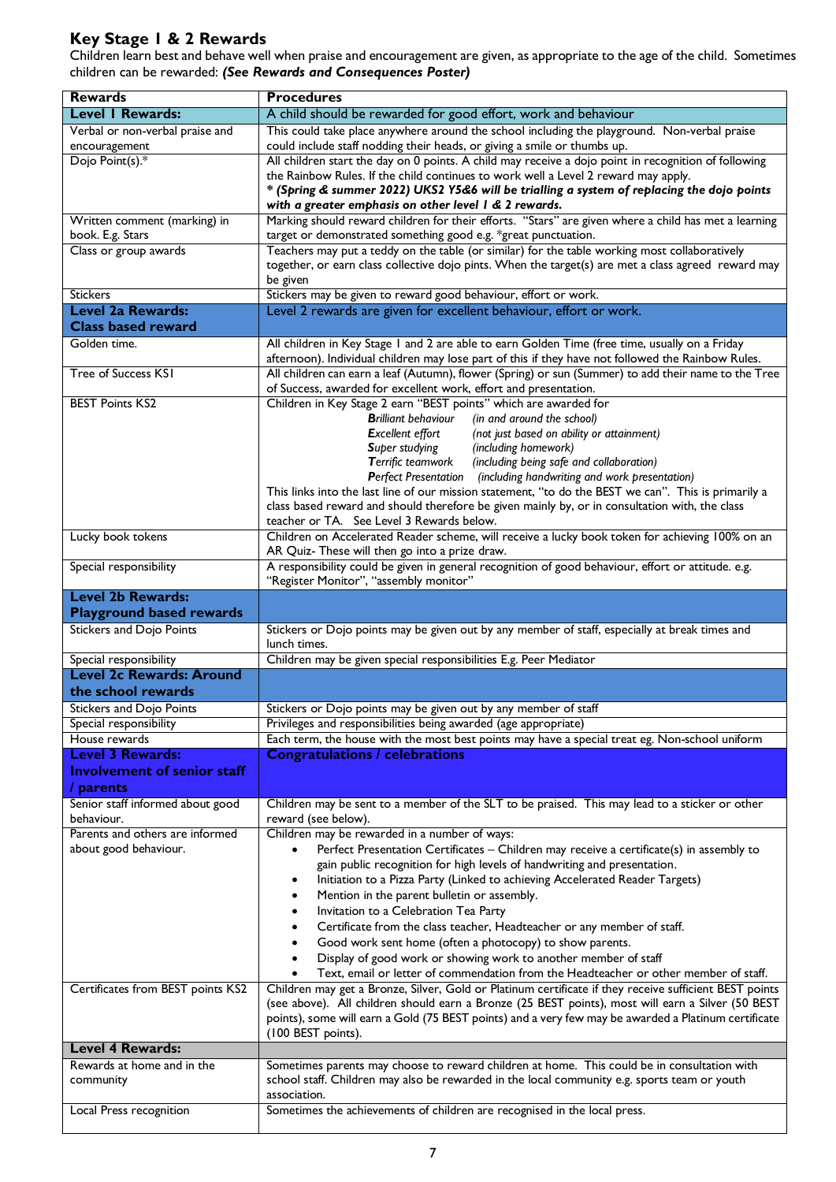## Key Stage 1 & 2 Rewards

Children learn best and behave well when praise and encouragement are given, as appropriate to the age of the child. Sometimes children can be rewarded: ***(See Rewards and Consequences Poster)***

| **Rewards** | **Procedures** |
|---|---|
| **Level 1 Rewards:** | A child should be rewarded for good effort, work and behaviour |
| Verbal or non-verbal praise and encouragement | This could take place anywhere around the school including the playground. Non-verbal praise could include staff nodding their heads, or giving a smile or thumbs up. |
| Dojo Point(s).* | All children start the day on 0 points. A child may receive a dojo point in recognition of following the Rainbow Rules. If the child continues to work well a Level 2 reward may apply. ***\* (Spring & summer 2022) UKS2 Y5&6 will be trialling a system of replacing the dojo points with a greater emphasis on other level 1 & 2 rewards.*** |
| Written comment (marking) in book. E.g. Stars | Marking should reward children for their efforts. "Stars" are given where a child has met a learning target or demonstrated something good e.g. *great punctuation. |
| Class or group awards | Teachers may put a teddy on the table (or similar) for the table working most collaboratively together, or earn class collective dojo pints. When the target(s) are met a class agreed reward may be given |
| Stickers | Stickers may be given to reward good behaviour, effort or work. |
| **Level 2a Rewards: Class based reward** | Level 2 rewards are given for excellent behaviour, effort or work. |
| Golden time. | All children in Key Stage 1 and 2 are able to earn Golden Time (free time, usually on a Friday afternoon). Individual children may lose part of this if they have not followed the Rainbow Rules. |
| Tree of Success KS1 | All children can earn a leaf (Autumn), flower (Spring) or sun (Summer) to add their name to the Tree of Success, awarded for excellent work, effort and presentation. |
| BEST Points KS2 | Children in Key Stage 2 earn "BEST points" which are awarded for<br>***B****rilliant behaviour* *(in and around the school)*<br>***E****xcellent effort* *(not just based on ability or attainment)*<br>***S****uper studying* *(including homework)*<br>***T****errific teamwork* *(including being safe and collaboration)*<br>***P****erfect Presentation* *(including handwriting and work presentation)*<br>This links into the last line of our mission statement, "to do the BEST we can". This is primarily a class based reward and should therefore be given mainly by, or in consultation with, the class teacher or TA. See Level 3 Rewards below. |
| Lucky book tokens | Children on Accelerated Reader scheme, will receive a lucky book token for achieving 100% on an AR Quiz- These will then go into a prize draw. |
| Special responsibility | A responsibility could be given in general recognition of good behaviour, effort or attitude. e.g. "Register Monitor", "assembly monitor" |
| **Level 2b Rewards: Playground based rewards** | |
| Stickers and Dojo Points | Stickers or Dojo points may be given out by any member of staff, especially at break times and lunch times. |
| Special responsibility | Children may be given special responsibilities E.g. Peer Mediator |
| **Level 2c Rewards: Around the school rewards** | |
| Stickers and Dojo Points | Stickers or Dojo points may be given out by any member of staff |
| Special responsibility | Privileges and responsibilities being awarded (age appropriate) |
| House rewards | Each term, the house with the most best points may have a special treat eg. Non-school uniform |
| **Level 3 Rewards: Involvement of senior staff / parents** | **Congratulations / celebrations** |
| Senior staff informed about good behaviour. | Children may be sent to a member of the SLT to be praised. This may lead to a sticker or other reward (see below). |
| Parents and others are informed about good behaviour. | Children may be rewarded in a number of ways:<br>• Perfect Presentation Certificates – Children may receive a certificate(s) in assembly to gain public recognition for high levels of handwriting and presentation.<br>• Initiation to a Pizza Party (Linked to achieving Accelerated Reader Targets)<br>• Mention in the parent bulletin or assembly.<br>• Invitation to a Celebration Tea Party<br>• Certificate from the class teacher, Headteacher or any member of staff.<br>• Good work sent home (often a photocopy) to show parents.<br>• Display of good work or showing work to another member of staff<br>• Text, email or letter of commendation from the Headteacher or other member of staff. |
| Certificates from BEST points KS2 | Children may get a Bronze, Silver, Gold or Platinum certificate if they receive sufficient BEST points (see above). All children should earn a Bronze (25 BEST points), most will earn a Silver (50 BEST points), some will earn a Gold (75 BEST points) and a very few may be awarded a Platinum certificate (100 BEST points). |
| **Level 4 Rewards:** | |
| Rewards at home and in the community | Sometimes parents may choose to reward children at home. This could be in consultation with school staff. Children may also be rewarded in the local community e.g. sports team or youth association. |
| Local Press recognition | Sometimes the achievements of children are recognised in the local press. |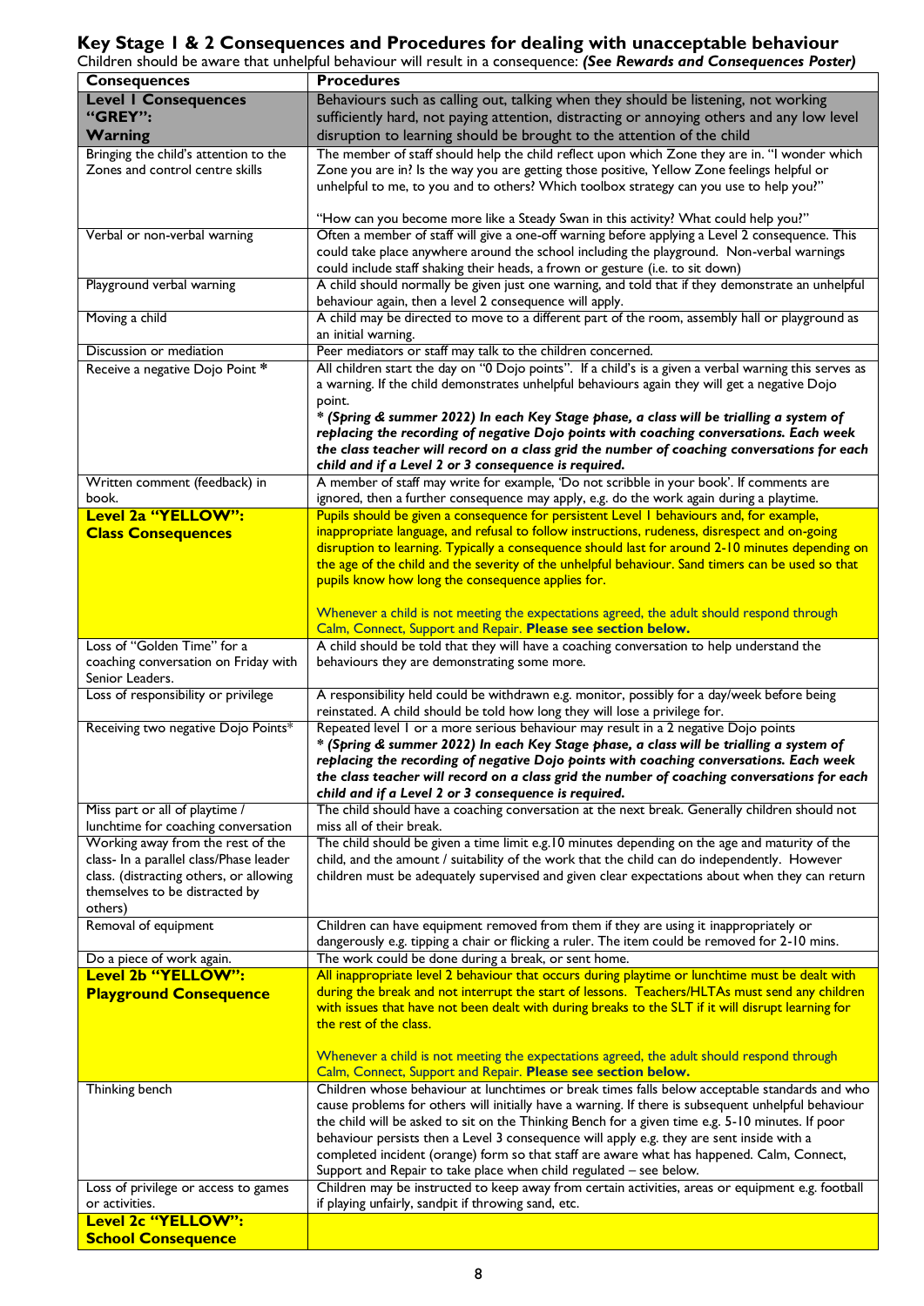# Key Stage 1 & 2 Consequences and Procedures for dealing with unacceptable behaviour

Children should be aware that unhelpful behaviour will result in a consequence: ***(See Rewards and Consequences Poster)***

| **Consequences** | **Procedures** |
|---|---|
| **Level 1 Consequences "GREY": Warning** | Behaviours such as calling out, talking when they should be listening, not working sufficiently hard, not paying attention, distracting or annoying others and any low level disruption to learning should be brought to the attention of the child |
| Bringing the child's attention to the Zones and control centre skills | The member of staff should help the child reflect upon which Zone they are in. "I wonder which Zone you are in? Is the way you are getting those positive, Yellow Zone feelings helpful or unhelpful to me, to you and to others? Which toolbox strategy can you use to help you?"<br><br>"How can you become more like a Steady Swan in this activity? What could help you?" |
| Verbal or non-verbal warning | Often a member of staff will give a one-off warning before applying a Level 2 consequence. This could take place anywhere around the school including the playground. Non-verbal warnings could include staff shaking their heads, a frown or gesture (i.e. to sit down) |
| Playground verbal warning | A child should normally be given just one warning, and told that if they demonstrate an unhelpful behaviour again, then a level 2 consequence will apply. |
| Moving a child | A child may be directed to move to a different part of the room, assembly hall or playground as an initial warning. |
| Discussion or mediation | Peer mediators or staff may talk to the children concerned. |
| Receive a negative Dojo Point * | All children start the day on "0 Dojo points". If a child's is a given a verbal warning this serves as a warning. If the child demonstrates unhelpful behaviours again they will get a negative Dojo point.<br>***\* (Spring & summer 2022) In each Key Stage phase, a class will be trialling a system of replacing the recording of negative Dojo points with coaching conversations. Each week the class teacher will record on a class grid the number of coaching conversations for each child and if a Level 2 or 3 consequence is required.*** |
| Written comment (feedback) in book. | A member of staff may write for example, 'Do not scribble in your book'. If comments are ignored, then a further consequence may apply, e.g. do the work again during a playtime. |
| **Level 2a "YELLOW": Class Consequences** | Pupils should be given a consequence for persistent Level 1 behaviours and, for example, inappropriate language, and refusal to follow instructions, rudeness, disrespect and on-going disruption to learning. Typically a consequence should last for around 2-10 minutes depending on the age of the child and the severity of the unhelpful behaviour. Sand timers can be used so that pupils know how long the consequence applies for.<br><br>Whenever a child is not meeting the expectations agreed, the adult should respond through Calm, Connect, Support and Repair. **Please see section below.** |
| Loss of "Golden Time" for a coaching conversation on Friday with Senior Leaders. | A child should be told that they will have a coaching conversation to help understand the behaviours they are demonstrating some more. |
| Loss of responsibility or privilege | A responsibility held could be withdrawn e.g. monitor, possibly for a day/week before being reinstated. A child should be told how long they will lose a privilege for. |
| Receiving two negative Dojo Points* | Repeated level 1 or a more serious behaviour may result in a 2 negative Dojo points<br>***\* (Spring & summer 2022) In each Key Stage phase, a class will be trialling a system of replacing the recording of negative Dojo points with coaching conversations. Each week the class teacher will record on a class grid the number of coaching conversations for each child and if a Level 2 or 3 consequence is required.*** |
| Miss part or all of playtime / lunchtime for coaching conversation | The child should have a coaching conversation at the next break. Generally children should not miss all of their break. |
| Working away from the rest of the class- In a parallel class/Phase leader class. (distracting others, or allowing themselves to be distracted by others) | The child should be given a time limit e.g.10 minutes depending on the age and maturity of the child, and the amount / suitability of the work that the child can do independently. However children must be adequately supervised and given clear expectations about when they can return |
| Removal of equipment | Children can have equipment removed from them if they are using it inappropriately or dangerously e.g. tipping a chair or flicking a ruler. The item could be removed for 2-10 mins. |
| Do a piece of work again. | The work could be done during a break, or sent home. |
| **Level 2b "YELLOW": Playground Consequence** | All inappropriate level 2 behaviour that occurs during playtime or lunchtime must be dealt with during the break and not interrupt the start of lessons. Teachers/HLTAs must send any children with issues that have not been dealt with during breaks to the SLT if it will disrupt learning for the rest of the class.<br><br>Whenever a child is not meeting the expectations agreed, the adult should respond through Calm, Connect, Support and Repair. **Please see section below.** |
| Thinking bench | Children whose behaviour at lunchtimes or break times falls below acceptable standards and who cause problems for others will initially have a warning. If there is subsequent unhelpful behaviour the child will be asked to sit on the Thinking Bench for a given time e.g. 5-10 minutes. If poor behaviour persists then a Level 3 consequence will apply e.g. they are sent inside with a completed incident (orange) form so that staff are aware what has happened. Calm, Connect, Support and Repair to take place when child regulated – see below. |
| Loss of privilege or access to games or activities. | Children may be instructed to keep away from certain activities, areas or equipment e.g. football if playing unfairly, sandpit if throwing sand, etc. |
| **Level 2c "YELLOW": School Consequence** | |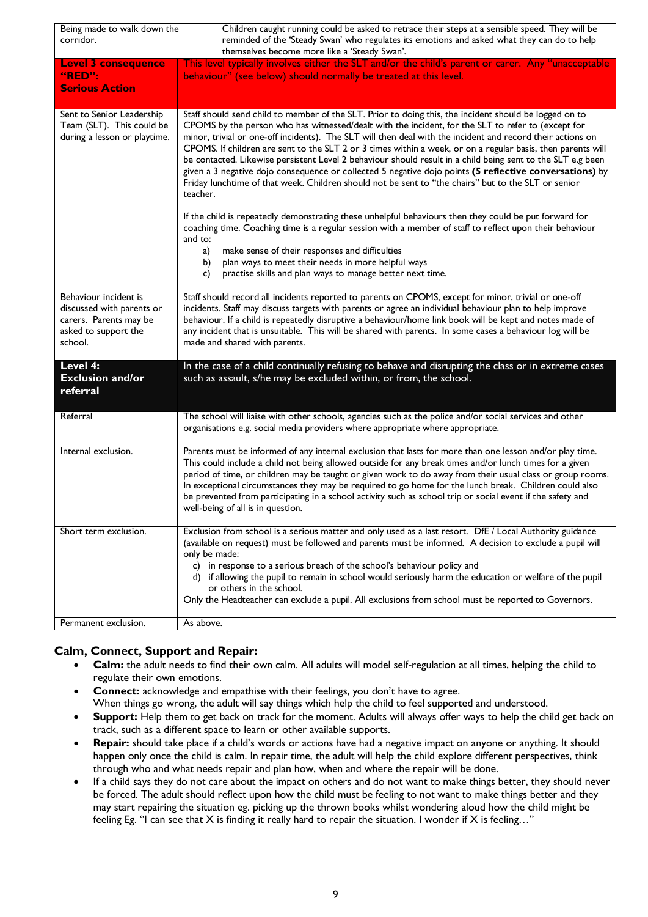| | |
|---|---|
| Being made to walk down the corridor. | Children caught running could be asked to retrace their steps at a sensible speed. They will be reminded of the 'Steady Swan' who regulates its emotions and asked what they can do to help themselves become more like a 'Steady Swan'. |
| **Level 3 consequence "RED": Serious Action** | This level typically involves either the SLT and/or the child's parent or carer. Any "unacceptable behaviour" (see below) should normally be treated at this level. |
| Sent to Senior Leadership Team (SLT). This could be during a lesson or playtime. | Staff should send child to member of the SLT. Prior to doing this, the incident should be logged on to CPOMS by the person who has witnessed/dealt with the incident, for the SLT to refer to (except for minor, trivial or one-off incidents). The SLT will then deal with the incident and record their actions on CPOMS. If children are sent to the SLT 2 or 3 times within a week, or on a regular basis, then parents will be contacted. Likewise persistent Level 2 behaviour should result in a child being sent to the SLT e.g been given a 3 negative dojo consequence or collected 5 negative dojo points **(5 reflective conversations)** by Friday lunchtime of that week. Children should not be sent to "the chairs" but to the SLT or senior teacher.<br><br>If the child is repeatedly demonstrating these unhelpful behaviours then they could be put forward for coaching time. Coaching time is a regular session with a member of staff to reflect upon their behaviour and to:<br>a) make sense of their responses and difficulties<br>b) plan ways to meet their needs in more helpful ways<br>c) practise skills and plan ways to manage better next time. |
| Behaviour incident is discussed with parents or carers. Parents may be asked to support the school. | Staff should record all incidents reported to parents on CPOMS, except for minor, trivial or one-off incidents. Staff may discuss targets with parents or agree an individual behaviour plan to help improve behaviour. If a child is repeatedly disruptive a behaviour/home link book will be kept and notes made of any incident that is unsuitable. This will be shared with parents. In some cases a behaviour log will be made and shared with parents. |
| **Level 4: Exclusion and/or referral** | In the case of a child continually refusing to behave and disrupting the class or in extreme cases such as assault, s/he may be excluded within, or from, the school. |
| Referral | The school will liaise with other schools, agencies such as the police and/or social services and other organisations e.g. social media providers where appropriate where appropriate. |
| Internal exclusion. | Parents must be informed of any internal exclusion that lasts for more than one lesson and/or play time. This could include a child not being allowed outside for any break times and/or lunch times for a given period of time, or children may be taught or given work to do away from their usual class or group rooms. In exceptional circumstances they may be required to go home for the lunch break. Children could also be prevented from participating in a school activity such as school trip or social event if the safety and well-being of all is in question. |
| Short term exclusion. | Exclusion from school is a serious matter and only used as a last resort. DfE / Local Authority guidance (available on request) must be followed and parents must be informed. A decision to exclude a pupil will only be made:<br>c) in response to a serious breach of the school's behaviour policy and<br>d) if allowing the pupil to remain in school would seriously harm the education or welfare of the pupil or others in the school.<br>Only the Headteacher can exclude a pupil. All exclusions from school must be reported to Governors. |
| Permanent exclusion. | As above. |

### Calm, Connect, Support and Repair:

- **Calm:** the adult needs to find their own calm. All adults will model self-regulation at all times, helping the child to regulate their own emotions.
- **Connect:** acknowledge and empathise with their feelings, you don't have to agree.
  When things go wrong, the adult will say things which help the child to feel supported and understood.
- **Support:** Help them to get back on track for the moment. Adults will always offer ways to help the child get back on track, such as a different space to learn or other available supports.
- **Repair:** should take place if a child's words or actions have had a negative impact on anyone or anything. It should happen only once the child is calm. In repair time, the adult will help the child explore different perspectives, think through who and what needs repair and plan how, when and where the repair will be done.
- If a child says they do not care about the impact on others and do not want to make things better, they should never be forced. The adult should reflect upon how the child must be feeling to not want to make things better and they may start repairing the situation eg. picking up the thrown books whilst wondering aloud how the child might be feeling Eg. "I can see that X is finding it really hard to repair the situation. I wonder if X is feeling…"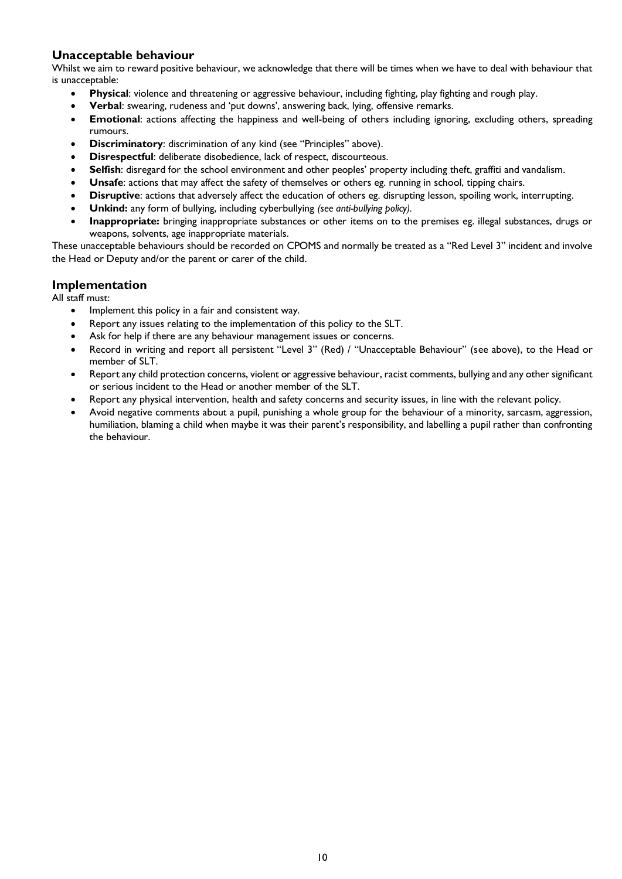## Unacceptable behaviour

Whilst we aim to reward positive behaviour, we acknowledge that there will be times when we have to deal with behaviour that is unacceptable:

- **Physical**: violence and threatening or aggressive behaviour, including fighting, play fighting and rough play.
- **Verbal**: swearing, rudeness and 'put downs', answering back, lying, offensive remarks.
- **Emotional**: actions affecting the happiness and well-being of others including ignoring, excluding others, spreading rumours.
- **Discriminatory**: discrimination of any kind (see "Principles" above).
- **Disrespectful**: deliberate disobedience, lack of respect, discourteous.
- **Selfish**: disregard for the school environment and other peoples' property including theft, graffiti and vandalism.
- **Unsafe**: actions that may affect the safety of themselves or others eg. running in school, tipping chairs.
- **Disruptive**: actions that adversely affect the education of others eg. disrupting lesson, spoiling work, interrupting.
- **Unkind:** any form of bullying, including cyberbullying *(see anti-bullying policy).*
- **Inappropriate:** bringing inappropriate substances or other items on to the premises eg. illegal substances, drugs or weapons, solvents, age inappropriate materials.

These unacceptable behaviours should be recorded on CPOMS and normally be treated as a "Red Level 3" incident and involve the Head or Deputy and/or the parent or carer of the child.

## Implementation

All staff must:

- Implement this policy in a fair and consistent way.
- Report any issues relating to the implementation of this policy to the SLT.
- Ask for help if there are any behaviour management issues or concerns.
- Record in writing and report all persistent "Level 3" (Red) / "Unacceptable Behaviour" (see above), to the Head or member of SLT.
- Report any child protection concerns, violent or aggressive behaviour, racist comments, bullying and any other significant or serious incident to the Head or another member of the SLT.
- Report any physical intervention, health and safety concerns and security issues, in line with the relevant policy.
- Avoid negative comments about a pupil, punishing a whole group for the behaviour of a minority, sarcasm, aggression, humiliation, blaming a child when maybe it was their parent's responsibility, and labelling a pupil rather than confronting the behaviour.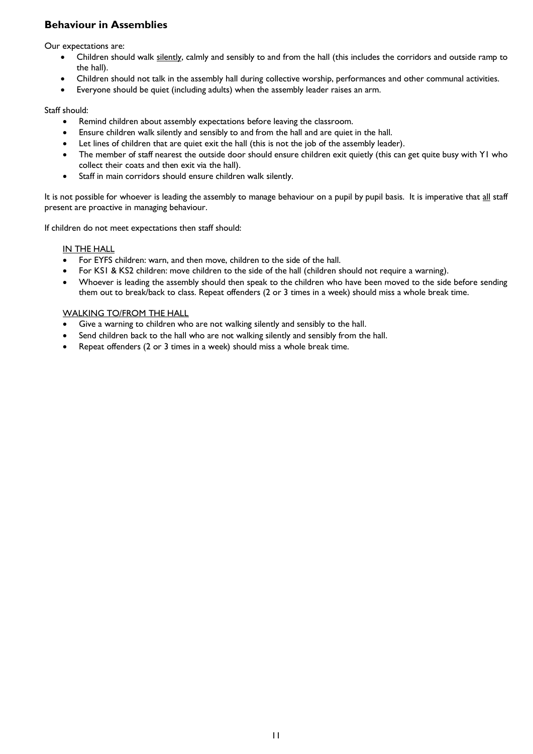## Behaviour in Assemblies

Our expectations are:

- Children should walk <u>silently</u>, calmly and sensibly to and from the hall (this includes the corridors and outside ramp to the hall).
- Children should not talk in the assembly hall during collective worship, performances and other communal activities.
- Everyone should be quiet (including adults) when the assembly leader raises an arm.

Staff should:

- Remind children about assembly expectations before leaving the classroom.
- Ensure children walk silently and sensibly to and from the hall and are quiet in the hall.
- Let lines of children that are quiet exit the hall (this is not the job of the assembly leader).
- The member of staff nearest the outside door should ensure children exit quietly (this can get quite busy with Y1 who collect their coats and then exit via the hall).
- Staff in main corridors should ensure children walk silently.

It is not possible for whoever is leading the assembly to manage behaviour on a pupil by pupil basis. It is imperative that <u>all</u> staff present are proactive in managing behaviour.

If children do not meet expectations then staff should:

<u>IN THE HALL</u>

- For EYFS children: warn, and then move, children to the side of the hall.
- For KS1 & KS2 children: move children to the side of the hall (children should not require a warning).
- Whoever is leading the assembly should then speak to the children who have been moved to the side before sending them out to break/back to class. Repeat offenders (2 or 3 times in a week) should miss a whole break time.

<u>WALKING TO/FROM THE HALL</u>

- Give a warning to children who are not walking silently and sensibly to the hall.
- Send children back to the hall who are not walking silently and sensibly from the hall.
- Repeat offenders (2 or 3 times in a week) should miss a whole break time.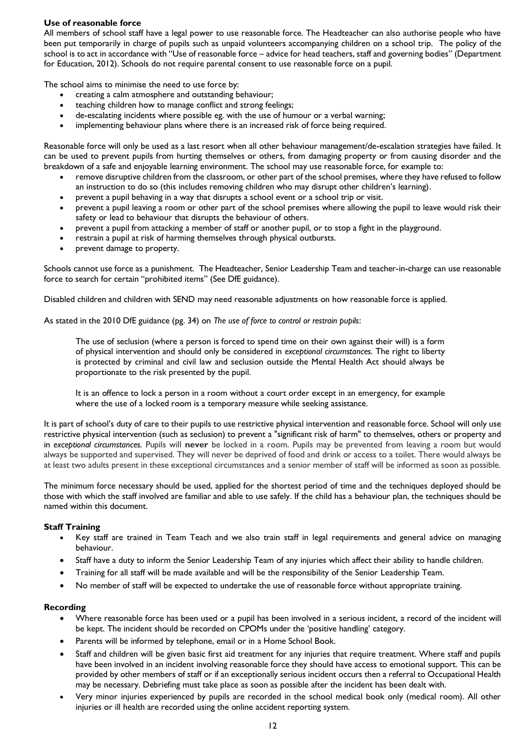**Use of reasonable force**

All members of school staff have a legal power to use reasonable force. The Headteacher can also authorise people who have been put temporarily in charge of pupils such as unpaid volunteers accompanying children on a school trip. The policy of the school is to act in accordance with "Use of reasonable force – advice for head teachers, staff and governing bodies" (Department for Education, 2012). Schools do not require parental consent to use reasonable force on a pupil.

The school aims to minimise the need to use force by:

- creating a calm atmosphere and outstanding behaviour;
- teaching children how to manage conflict and strong feelings;
- de-escalating incidents where possible eg. with the use of humour or a verbal warning;
- implementing behaviour plans where there is an increased risk of force being required.

Reasonable force will only be used as a last resort when all other behaviour management/de-escalation strategies have failed. It can be used to prevent pupils from hurting themselves or others, from damaging property or from causing disorder and the breakdown of a safe and enjoyable learning environment. The school may use reasonable force, for example to:

- remove disruptive children from the classroom, or other part of the school premises, where they have refused to follow an instruction to do so (this includes removing children who may disrupt other children's learning).
- prevent a pupil behaving in a way that disrupts a school event or a school trip or visit.
- prevent a pupil leaving a room or other part of the school premises where allowing the pupil to leave would risk their safety or lead to behaviour that disrupts the behaviour of others.
- prevent a pupil from attacking a member of staff or another pupil, or to stop a fight in the playground.
- restrain a pupil at risk of harming themselves through physical outbursts.
- prevent damage to property.

Schools cannot use force as a punishment. The Headteacher, Senior Leadership Team and teacher-in-charge can use reasonable force to search for certain "prohibited items" (See DfE guidance).

Disabled children and children with SEND may need reasonable adjustments on how reasonable force is applied.

As stated in the 2010 DfE guidance (pg. 34) on *The use of force to control or restrain pupils*:

> The use of seclusion (where a person is forced to spend time on their own against their will) is a form of physical intervention and should only be considered in *exceptional circumstances.* The right to liberty is protected by criminal and civil law and seclusion outside the Mental Health Act should always be proportionate to the risk presented by the pupil.
>
> It is an offence to lock a person in a room without a court order except in an emergency, for example where the use of a locked room is a temporary measure while seeking assistance.

It is part of school's duty of care to their pupils to use restrictive physical intervention and reasonable force. School will only use restrictive physical intervention (such as seclusion) to prevent a "significant risk of harm" to themselves, others or property and in *exceptional circumstances.* Pupils will **never** be locked in a room. Pupils may be prevented from leaving a room but would always be supported and supervised. They will never be deprived of food and drink or access to a toilet. There would always be at least two adults present in these exceptional circumstances and a senior member of staff will be informed as soon as possible.

The minimum force necessary should be used, applied for the shortest period of time and the techniques deployed should be those with which the staff involved are familiar and able to use safely. If the child has a behaviour plan, the techniques should be named within this document.

**Staff Training**

- Key staff are trained in Team Teach and we also train staff in legal requirements and general advice on managing behaviour.
- Staff have a duty to inform the Senior Leadership Team of any injuries which affect their ability to handle children.
- Training for all staff will be made available and will be the responsibility of the Senior Leadership Team.
- No member of staff will be expected to undertake the use of reasonable force without appropriate training.

**Recording**

- Where reasonable force has been used or a pupil has been involved in a serious incident, a record of the incident will be kept. The incident should be recorded on CPOMs under the 'positive handling' category.
- Parents will be informed by telephone, email or in a Home School Book.
- Staff and children will be given basic first aid treatment for any injuries that require treatment. Where staff and pupils have been involved in an incident involving reasonable force they should have access to emotional support. This can be provided by other members of staff or if an exceptionally serious incident occurs then a referral to Occupational Health may be necessary. Debriefing must take place as soon as possible after the incident has been dealt with.
- Very minor injuries experienced by pupils are recorded in the school medical book only (medical room). All other injuries or ill health are recorded using the online accident reporting system.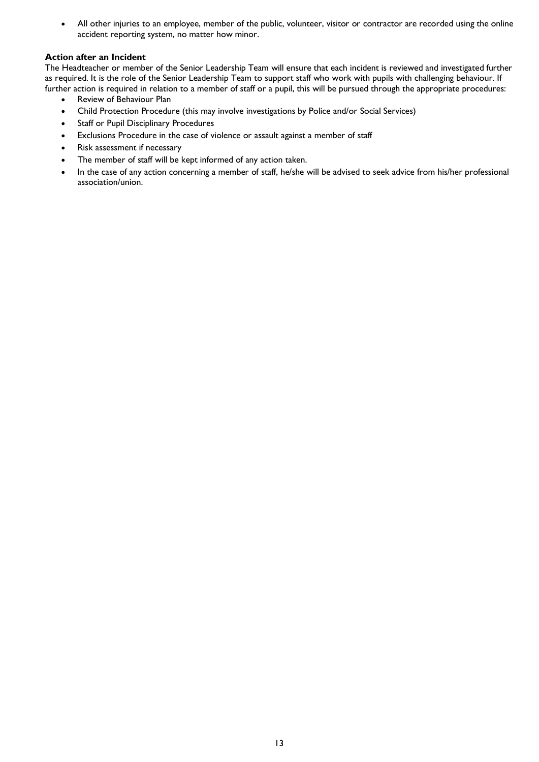- All other injuries to an employee, member of the public, volunteer, visitor or contractor are recorded using the online accident reporting system, no matter how minor.

**Action after an Incident**

The Headteacher or member of the Senior Leadership Team will ensure that each incident is reviewed and investigated further as required. It is the role of the Senior Leadership Team to support staff who work with pupils with challenging behaviour. If further action is required in relation to a member of staff or a pupil, this will be pursued through the appropriate procedures:

- Review of Behaviour Plan
- Child Protection Procedure (this may involve investigations by Police and/or Social Services)
- Staff or Pupil Disciplinary Procedures
- Exclusions Procedure in the case of violence or assault against a member of staff
- Risk assessment if necessary
- The member of staff will be kept informed of any action taken.
- In the case of any action concerning a member of staff, he/she will be advised to seek advice from his/her professional association/union.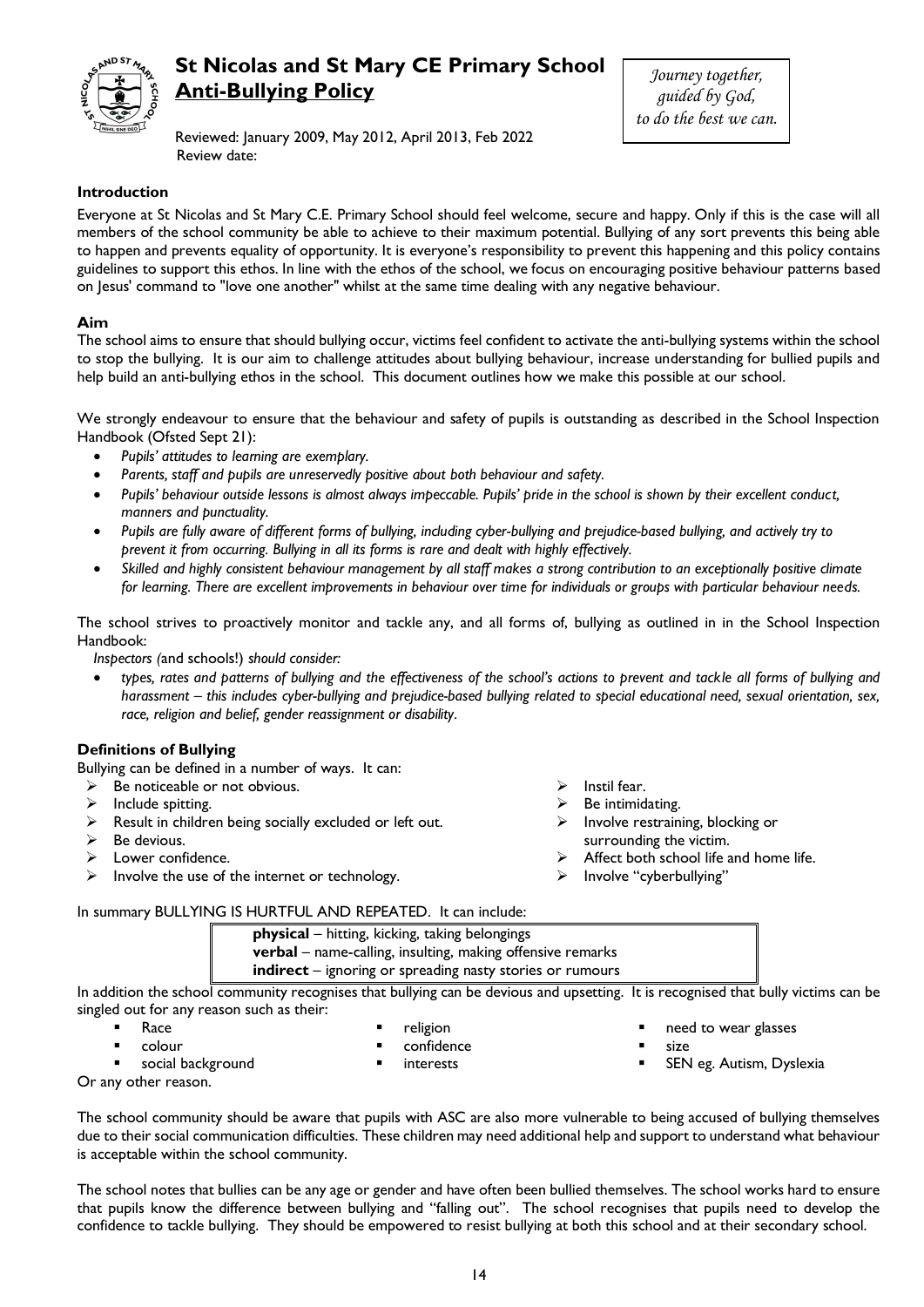# St Nicolas and St Mary CE Primary School
## Anti-Bullying Policy

*Journey together, guided by God, to do the best we can.*

Reviewed: January 2009, May 2012, April 2013, Feb 2022
Review date:

### Introduction

Everyone at St Nicolas and St Mary C.E. Primary School should feel welcome, secure and happy. Only if this is the case will all members of the school community be able to achieve to their maximum potential. Bullying of any sort prevents this being able to happen and prevents equality of opportunity. It is everyone's responsibility to prevent this happening and this policy contains guidelines to support this ethos. In line with the ethos of the school, we focus on encouraging positive behaviour patterns based on Jesus' command to "love one another" whilst at the same time dealing with any negative behaviour.

### Aim

The school aims to ensure that should bullying occur, victims feel confident to activate the anti-bullying systems within the school to stop the bullying. It is our aim to challenge attitudes about bullying behaviour, increase understanding for bullied pupils and help build an anti-bullying ethos in the school. This document outlines how we make this possible at our school.

We strongly endeavour to ensure that the behaviour and safety of pupils is outstanding as described in the School Inspection Handbook (Ofsted Sept 21):

- *Pupils' attitudes to learning are exemplary.*
- *Parents, staff and pupils are unreservedly positive about both behaviour and safety.*
- *Pupils' behaviour outside lessons is almost always impeccable. Pupils' pride in the school is shown by their excellent conduct, manners and punctuality.*
- *Pupils are fully aware of different forms of bullying, including cyber-bullying and prejudice-based bullying, and actively try to prevent it from occurring. Bullying in all its forms is rare and dealt with highly effectively.*
- *Skilled and highly consistent behaviour management by all staff makes a strong contribution to an exceptionally positive climate for learning. There are excellent improvements in behaviour over time for individuals or groups with particular behaviour needs.*

The school strives to proactively monitor and tackle any, and all forms of, bullying as outlined in in the School Inspection Handbook:

*Inspectors (*and schools!) *should consider:*

- *types, rates and patterns of bullying and the effectiveness of the school's actions to prevent and tackle all forms of bullying and harassment – this includes cyber-bullying and prejudice-based bullying related to special educational need, sexual orientation, sex, race, religion and belief, gender reassignment or disability.*

### Definitions of Bullying

Bullying can be defined in a number of ways. It can:

- Be noticeable or not obvious.
- Include spitting.
- Result in children being socially excluded or left out.
- Be devious.
- Lower confidence.
- Involve the use of the internet or technology.
- Instil fear.
- Be intimidating.
- Involve restraining, blocking or surrounding the victim.
- Affect both school life and home life.
- Involve "cyberbullying"

In summary BULLYING IS HURTFUL AND REPEATED. It can include:

**physical** – hitting, kicking, taking belongings
**verbal** – name-calling, insulting, making offensive remarks
**indirect** – ignoring or spreading nasty stories or rumours

In addition the school community recognises that bullying can be devious and upsetting. It is recognised that bully victims can be singled out for any reason such as their:

- Race
- colour
- social background
- religion
- confidence
- interests
- need to wear glasses
- size
- SEN eg. Autism, Dyslexia

Or any other reason.

The school community should be aware that pupils with ASC are also more vulnerable to being accused of bullying themselves due to their social communication difficulties. These children may need additional help and support to understand what behaviour is acceptable within the school community.

The school notes that bullies can be any age or gender and have often been bullied themselves. The school works hard to ensure that pupils know the difference between bullying and "falling out". The school recognises that pupils need to develop the confidence to tackle bullying. They should be empowered to resist bullying at both this school and at their secondary school.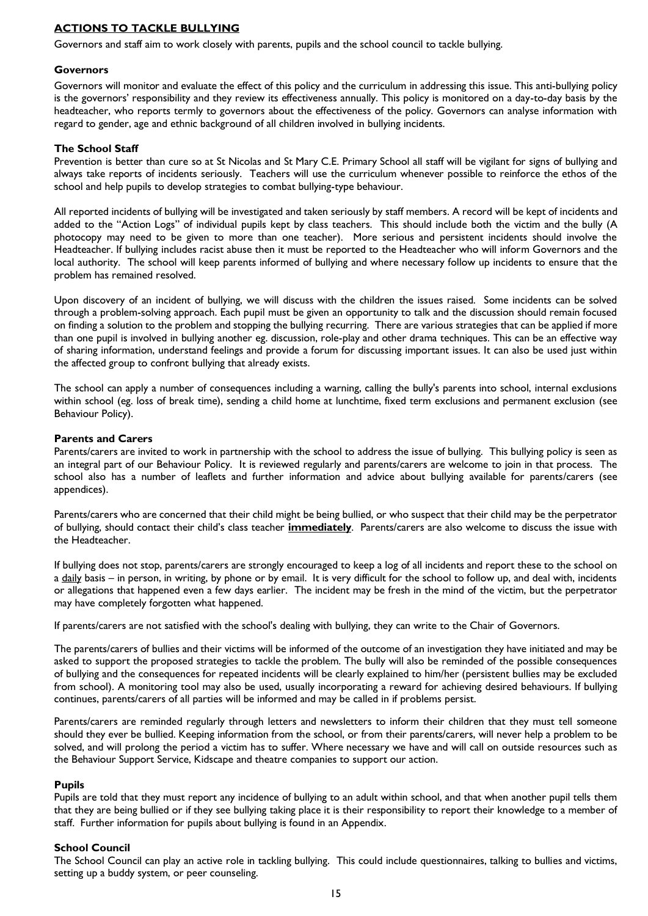## ACTIONS TO TACKLE BULLYING

Governors and staff aim to work closely with parents, pupils and the school council to tackle bullying.

### Governors

Governors will monitor and evaluate the effect of this policy and the curriculum in addressing this issue. This anti-bullying policy is the governors' responsibility and they review its effectiveness annually. This policy is monitored on a day-to-day basis by the headteacher, who reports termly to governors about the effectiveness of the policy. Governors can analyse information with regard to gender, age and ethnic background of all children involved in bullying incidents.

### The School Staff

Prevention is better than cure so at St Nicolas and St Mary C.E. Primary School all staff will be vigilant for signs of bullying and always take reports of incidents seriously. Teachers will use the curriculum whenever possible to reinforce the ethos of the school and help pupils to develop strategies to combat bullying-type behaviour.

All reported incidents of bullying will be investigated and taken seriously by staff members. A record will be kept of incidents and added to the "Action Logs" of individual pupils kept by class teachers. This should include both the victim and the bully (A photocopy may need to be given to more than one teacher). More serious and persistent incidents should involve the Headteacher. If bullying includes racist abuse then it must be reported to the Headteacher who will inform Governors and the local authority. The school will keep parents informed of bullying and where necessary follow up incidents to ensure that the problem has remained resolved.

Upon discovery of an incident of bullying, we will discuss with the children the issues raised. Some incidents can be solved through a problem-solving approach. Each pupil must be given an opportunity to talk and the discussion should remain focused on finding a solution to the problem and stopping the bullying recurring. There are various strategies that can be applied if more than one pupil is involved in bullying another eg. discussion, role-play and other drama techniques. This can be an effective way of sharing information, understand feelings and provide a forum for discussing important issues. It can also be used just within the affected group to confront bullying that already exists.

The school can apply a number of consequences including a warning, calling the bully's parents into school, internal exclusions within school (eg. loss of break time), sending a child home at lunchtime, fixed term exclusions and permanent exclusion (see Behaviour Policy).

### Parents and Carers

Parents/carers are invited to work in partnership with the school to address the issue of bullying. This bullying policy is seen as an integral part of our Behaviour Policy. It is reviewed regularly and parents/carers are welcome to join in that process. The school also has a number of leaflets and further information and advice about bullying available for parents/carers (see appendices).

Parents/carers who are concerned that their child might be being bullied, or who suspect that their child may be the perpetrator of bullying, should contact their child's class teacher **immediately**. Parents/carers are also welcome to discuss the issue with the Headteacher.

If bullying does not stop, parents/carers are strongly encouraged to keep a log of all incidents and report these to the school on a daily basis – in person, in writing, by phone or by email. It is very difficult for the school to follow up, and deal with, incidents or allegations that happened even a few days earlier. The incident may be fresh in the mind of the victim, but the perpetrator may have completely forgotten what happened.

If parents/carers are not satisfied with the school's dealing with bullying, they can write to the Chair of Governors.

The parents/carers of bullies and their victims will be informed of the outcome of an investigation they have initiated and may be asked to support the proposed strategies to tackle the problem. The bully will also be reminded of the possible consequences of bullying and the consequences for repeated incidents will be clearly explained to him/her (persistent bullies may be excluded from school). A monitoring tool may also be used, usually incorporating a reward for achieving desired behaviours. If bullying continues, parents/carers of all parties will be informed and may be called in if problems persist.

Parents/carers are reminded regularly through letters and newsletters to inform their children that they must tell someone should they ever be bullied. Keeping information from the school, or from their parents/carers, will never help a problem to be solved, and will prolong the period a victim has to suffer. Where necessary we have and will call on outside resources such as the Behaviour Support Service, Kidscape and theatre companies to support our action.

### Pupils

Pupils are told that they must report any incidence of bullying to an adult within school, and that when another pupil tells them that they are being bullied or if they see bullying taking place it is their responsibility to report their knowledge to a member of staff. Further information for pupils about bullying is found in an Appendix.

### School Council

The School Council can play an active role in tackling bullying. This could include questionnaires, talking to bullies and victims, setting up a buddy system, or peer counseling.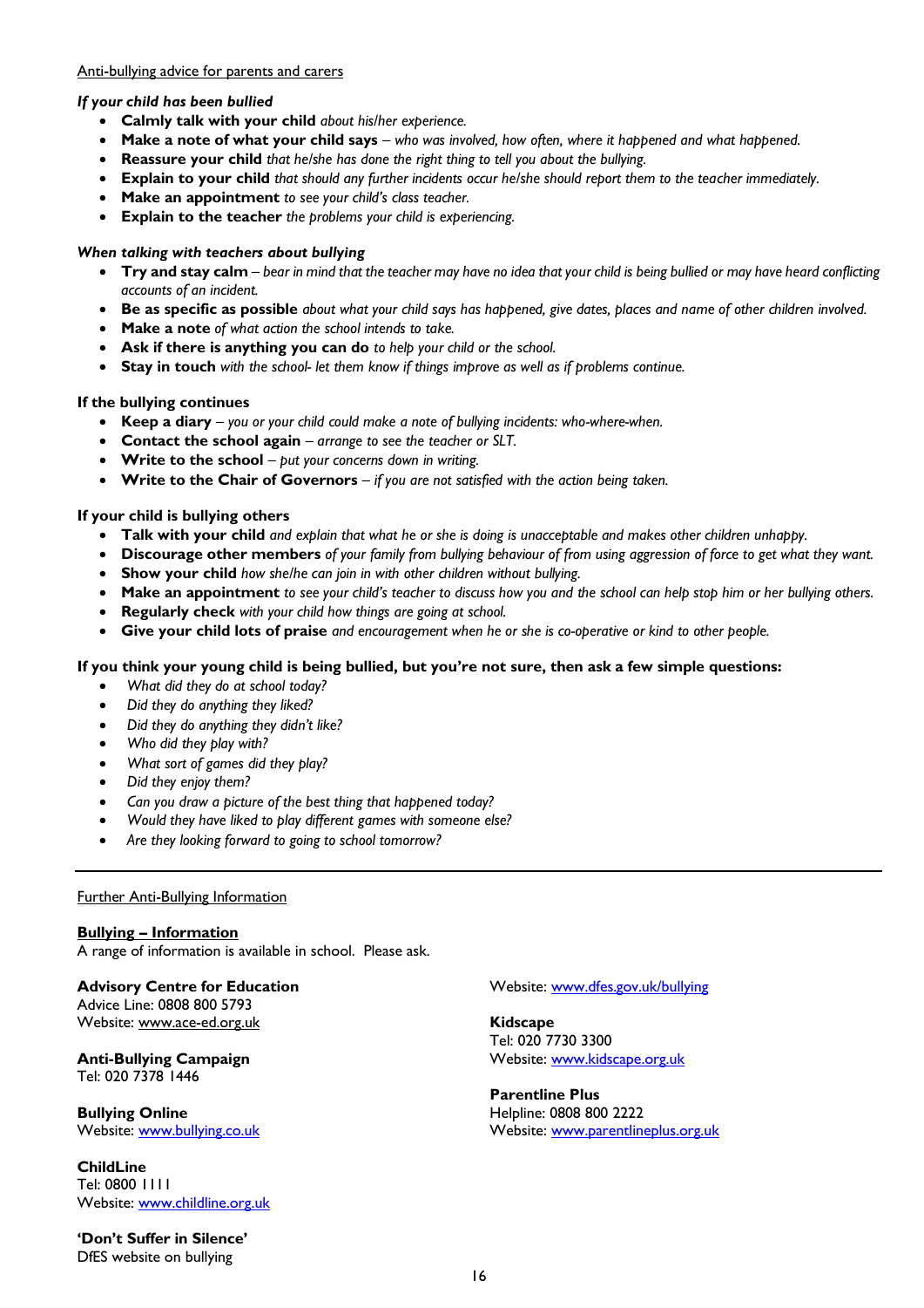Anti-bullying advice for parents and carers

*If your child has been bullied*

- **Calmly talk with your child** *about his/her experience.*
- **Make a note of what your child says** *– who was involved, how often, where it happened and what happened.*
- **Reassure your child** *that he/she has done the right thing to tell you about the bullying.*
- **Explain to your child** *that should any further incidents occur he/she should report them to the teacher immediately.*
- **Make an appointment** *to see your child's class teacher.*
- **Explain to the teacher** *the problems your child is experiencing.*

*When talking with teachers about bullying*

- **Try and stay calm** *– bear in mind that the teacher may have no idea that your child is being bullied or may have heard conflicting accounts of an incident.*
- **Be as specific as possible** *about what your child says has happened, give dates, places and name of other children involved.*
- **Make a note** *of what action the school intends to take.*
- **Ask if there is anything you can do** *to help your child or the school.*
- **Stay in touch** *with the school- let them know if things improve as well as if problems continue.*

**If the bullying continues**

- **Keep a diary** *– you or your child could make a note of bullying incidents: who-where-when.*
- **Contact the school again** *– arrange to see the teacher or SLT.*
- **Write to the school** *– put your concerns down in writing.*
- **Write to the Chair of Governors** *– if you are not satisfied with the action being taken.*

**If your child is bullying others**

- **Talk with your child** *and explain that what he or she is doing is unacceptable and makes other children unhappy.*
- **Discourage other members** *of your family from bullying behaviour of from using aggression of force to get what they want.*
- **Show your child** *how she/he can join in with other children without bullying.*
- **Make an appointment** *to see your child's teacher to discuss how you and the school can help stop him or her bullying others.*
- **Regularly check** *with your child how things are going at school.*
- **Give your child lots of praise** *and encouragement when he or she is co-operative or kind to other people.*

**If you think your young child is being bullied, but you're not sure, then ask a few simple questions:**

- *What did they do at school today?*
- *Did they do anything they liked?*
- *Did they do anything they didn't like?*
- *Who did they play with?*
- *What sort of games did they play?*
- *Did they enjoy them?*
- *Can you draw a picture of the best thing that happened today?*
- *Would they have liked to play different games with someone else?*
- *Are they looking forward to going to school tomorrow?*

---

Further Anti-Bullying Information

**Bullying – Information**
A range of information is available in school. Please ask.

**Advisory Centre for Education**
Advice Line: 0808 800 5793
Website: www.ace-ed.org.uk

**Anti-Bullying Campaign**
Tel: 020 7378 1446

**Bullying Online**
Website: www.bullying.co.uk

**ChildLine**
Tel: 0800 1111
Website: www.childline.org.uk

**'Don't Suffer in Silence'**
DfES website on bullying
Website: www.dfes.gov.uk/bullying

**Kidscape**
Tel: 020 7730 3300
Website: www.kidscape.org.uk

**Parentline Plus**
Helpline: 0808 800 2222
Website: www.parentlineplus.org.uk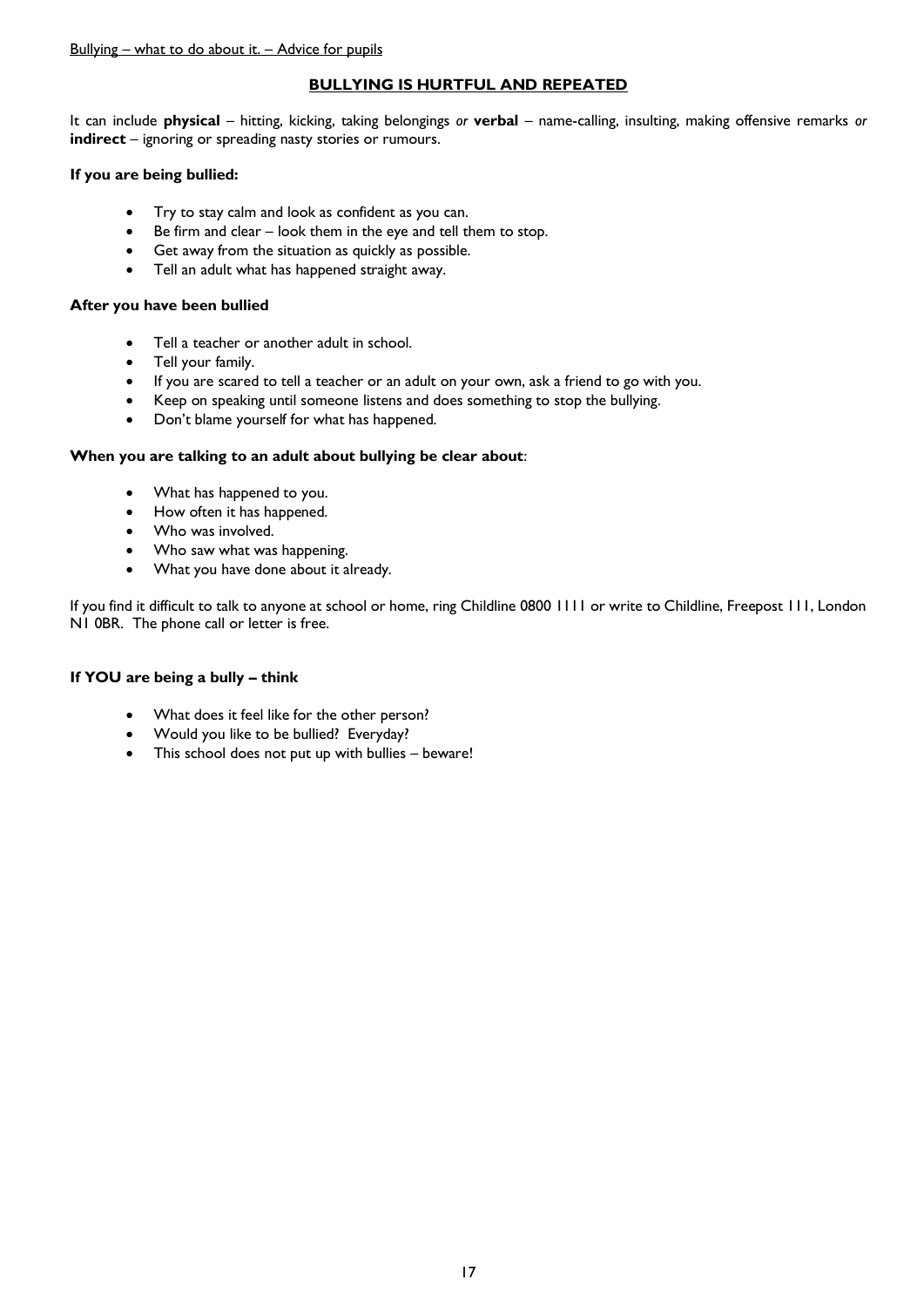Bullying – what to do about it. – Advice for pupils

## BULLYING IS HURTFUL AND REPEATED

It can include **physical** – hitting, kicking, taking belongings *or* **verbal** – name-calling, insulting, making offensive remarks *or* **indirect** – ignoring or spreading nasty stories or rumours.

**If you are being bullied:**

- Try to stay calm and look as confident as you can.
- Be firm and clear – look them in the eye and tell them to stop.
- Get away from the situation as quickly as possible.
- Tell an adult what has happened straight away.

**After you have been bullied**

- Tell a teacher or another adult in school.
- Tell your family.
- If you are scared to tell a teacher or an adult on your own, ask a friend to go with you.
- Keep on speaking until someone listens and does something to stop the bullying.
- Don't blame yourself for what has happened.

**When you are talking to an adult about bullying be clear about**:

- What has happened to you.
- How often it has happened.
- Who was involved.
- Who saw what was happening.
- What you have done about it already.

If you find it difficult to talk to anyone at school or home, ring Childline 0800 1111 or write to Childline, Freepost 111, London N1 0BR. The phone call or letter is free.

**If YOU are being a bully – think**

- What does it feel like for the other person?
- Would you like to be bullied? Everyday?
- This school does not put up with bullies – beware!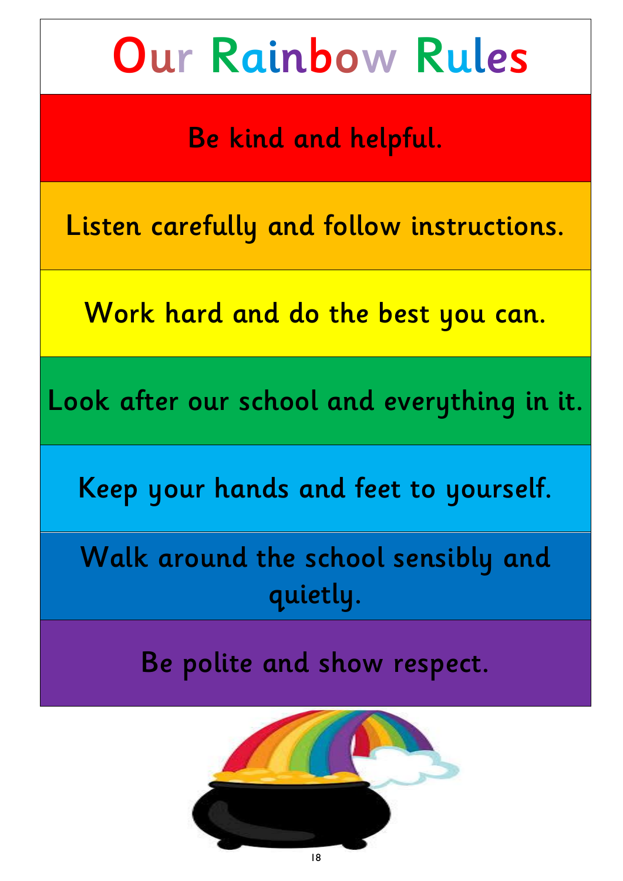# Our Rainbow Rules

Be kind and helpful.

Listen carefully and follow instructions.

Work hard and do the best you can.

Look after our school and everything in it.

Keep your hands and feet to yourself.

Walk around the school sensibly and quietly.

Be polite and show respect.